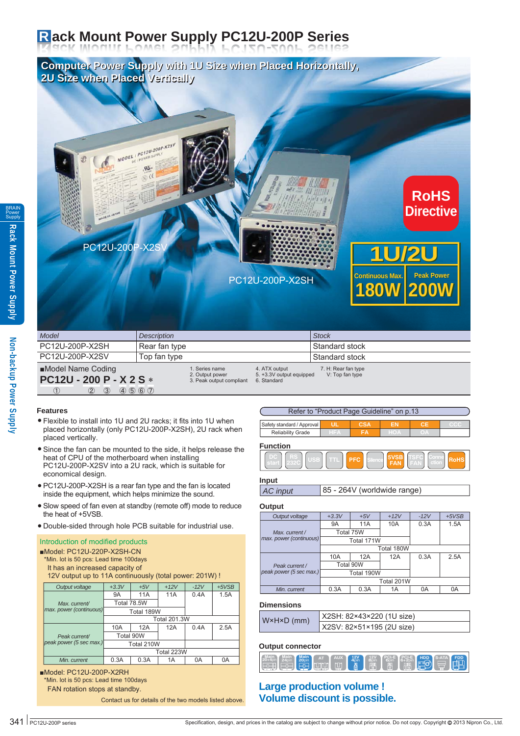# Rack Mount Power Supply PC12U-200P Series

**Computer Power Supply with 1U Size when Placed Horizontally, 2U Size when Placed Vertically**

PC12U-200P-X2SV

PC12U-200P-X2SH

RoHS Directive

1U/2U

| Continuous Max. | Peak Power |
|---|---|
| 180W | 200W |

| Model | Description | Stock |
|---|---|---|
| PC12U-200P-X2SH | Rear fan type | Standard stock |
| PC12U-200P-X2SV | Top fan type | Standard stock |

■Model Name Coding

**PC12U - 200 P - X 2 S ***

① ② ③ ④ ⑤ ⑥ ⑦

1. Series name
2. Output power
3. Peak output compliant
4. ATX output
5. +3.3V output equipped
6. Standard
7. H: Rear fan type
   V: Top fan type

### Features

- Flexible to install into 1U and 2U racks; it fits into 1U when placed horizontally (only PC12U-200P-X2SH), 2U rack when placed vertically.
- Since the fan can be mounted to the side, it helps release the heat of CPU of the motherboard when installing PC12U-200P-X2SV into a 2U rack, which is suitable for economical design.
- PC12U-200P-X2SH is a rear fan type and the fan is located inside the equipment, which helps minimize the sound.
- Slow speed of fan even at standby (remote off) mode to reduce the heat of +5VSB.
- Double-sided through hole PCB suitable for industrial use.

### Introduction of modified products

■Model: PC12U-220P-X2SH-CN
*Min. lot is 50 pcs: Lead time 100days
It has an increased capacity of 12V output up to 11A continuously (total power: 201W) !

| Output voltage | +3.3V | +5V | +12V | -12V | +5VSB |
|---|---|---|---|---|---|
| Max. current/ max. power (continuous) | 9A | 11A | 11A | 0.4A | 1.5A |
| | Total 78.5W | | | | |
| | Total 189W | | | | |
| | Total 201.3W | | | | |
| Peak current/ peak power (5 sec max.) | 10A | 12A | 12A | 0.4A | 2.5A |
| | Total 90W | | | | |
| | Total 210W | | | | |
| | Total 223W | | | | |
| Min. current | 0.3A | 0.3A | 1A | 0A | 0A |

■Model: PC12U-200P-X2RH
*Min. lot is 50 pcs: Lead time 100days
FAN rotation stops at standby.

Contact us for details of the two models listed above.

Refer to "Product Page Guideline" on p.13

| Safety standard / Approval | UL | CSA | EN | CE | CCC |
|---|---|---|---|---|---|
| Reliability Grade | HFA | FA | HOA | OA | |

### Function

DC start, RS 232C, USB, TTL, PFC, Silence, 5VSB FAN, TSFC FAN, Connection, RoHS

### Input

| AC input | 85 - 264V (worldwide range) |
|---|---|

### Output

| Output voltage | +3.3V | +5V | +12V | -12V | +5VSB |
|---|---|---|---|---|---|
| Max. current / max. power (continuous) | 9A | 11A | 10A | 0.3A | 1.5A |
| | Total 75W | | | | |
| | Total 171W | | | | |
| | Total 180W | | | | |
| Peak current / peak power (5 sec max.) | 10A | 12A | 12A | 0.3A | 2.5A |
| | Total 90W | | | | |
| | Total 190W | | | | |
| | Total 201W | | | | |
| Min. current | 0.3A | 0.3A | 1A | 0A | 0A |

### Dimensions

| W×H×D (mm) | X2SH: 82×43×220 (1U size) |
|---|---|
| | X2SV: 82×51×195 (2U size) |

### Output connector

Main 20+4pin, Main 24pin, Main 20pin, AT, AUX, 12V 4pin, 12V 8pin, PCI-E 6pin, PCI-E 6+2pin, HDD, S-ATA, FDD

**Large production volume ! Volume discount is possible.**

Specification, design, and prices in the catalog are subject to change without prior notice. Do not copy. Copyright © 2013 Nipron Co., Ltd.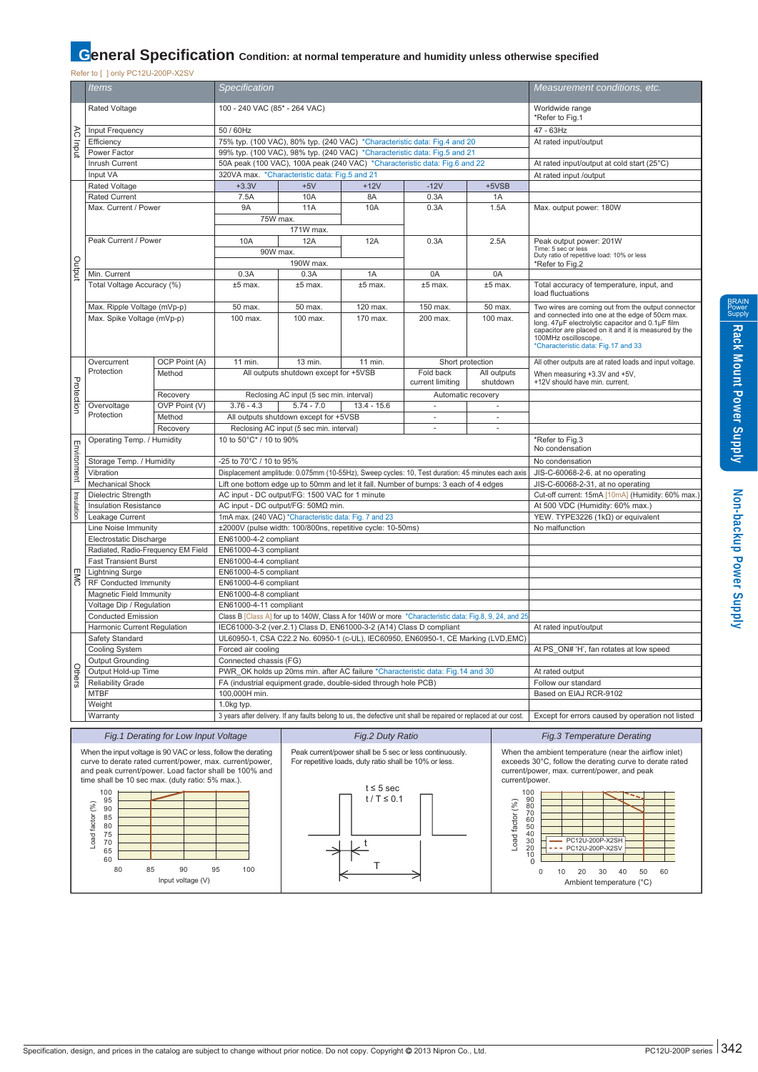## General Specification Condition: at normal temperature and humidity unless otherwise specified

Refer to [ ] only PC12U-200P-X2SV

| | Items | | Specification | | | | | Measurement conditions, etc. |
|---|---|---|---|---|---|---|---|---|
| AC Input | Rated Voltage | | 100 - 240 VAC (85* - 264 VAC) | | | | | Worldwide range *Refer to Fig.1 |
| | Input Frequency | | 50 / 60Hz | | | | | 47 - 63Hz |
| | Efficiency | | 75% typ. (100 VAC), 80% typ. (240 VAC) *Characteristic data: Fig.4 and 20 | | | | | At rated input/output |
| | Power Factor | | 99% typ. (100 VAC), 98% typ. (240 VAC) *Characteristic data: Fig.5 and 21 | | | | | |
| | Inrush Current | | 50A peak (100 VAC), 100A peak (240 VAC) *Characteristic data: Fig.6 and 22 | | | | | At rated input/output at cold start (25°C) |
| | Input VA | | 320VA max. *Characteristic data: Fig.5 and 21 | | | | | At rated input /output |
| Output | Rated Voltage | | +3.3V | +5V | +12V | -12V | +5VSB | |
| | Rated Current | | 7.5A | 10A | 8A | 0.3A | 1A | |
| | Max. Current / Power | | 9A / 75W max. / 171W max. | 11A | 10A | 0.3A | 1.5A | Max. output power: 180W |
| | Peak Current / Power | | 10A / 90W max. / 190W max. | 12A | 12A | 0.3A | 2.5A | Peak output power: 201W Time: 5 sec or less Duty ratio of repetitive load: 10% or less *Refer to Fig.2 |
| | Min. Current | | 0.3A | 0.3A | 1A | 0A | 0A | |
| | Total Voltage Accuracy (%) | | ±5 max. | ±5 max. | ±5 max. | ±5 max. | ±5 max. | Total accuracy of temperature, input, and load fluctuations |
| | Max. Ripple Voltage (mVp-p) | | 50 max. | 50 max. | 120 max. | 150 max. | 50 max. | Two wires are coming out from the output connector and connected into one at the edge of 50cm max. long. 47μF electrolytic capacitor and 0.1μF film capacitor are placed on it and it is measured by the 100MHz oscilloscope. *Characteristic data: Fig.17 and 33 |
| | Max. Spike Voltage (mVp-p) | | 100 max. | 100 max. | 170 max. | 200 max. | 100 max. | |
| Protection | Overcurrent Protection | OCP Point (A) | 11 min. | 13 min. | 11 min. | Short protection | | All other outputs are at rated loads and input voltage. |
| | | Method | All outputs shutdown except for +5VSB | | | Fold back current limiting | All outputs shutdown | When measuring +3.3V and +5V, +12V should have min. current. |
| | | Recovery | Reclosing AC input (5 sec min. interval) | | | Automatic recovery | | |
| | Overvoltage Protection | OVP Point (V) | 3.76 - 4.3 | 5.74 - 7.0 | 13.4 - 15.6 | - | - | |
| | | Method | All outputs shutdown except for +5VSB | | | - | - | |
| | | Recovery | Reclosing AC input (5 sec min. interval) | | | - | - | |
| Environment | Operating Temp. / Humidity | | 10 to 50°C* / 10 to 90% | | | | | *Refer to Fig.3 No condensation |
| | Storage Temp. / Humidity | | -25 to 70°C / 10 to 95% | | | | | No condensation |
| | Vibration | | Displacement amplitude: 0.075mm (10-55Hz), Sweep cycles: 10, Test duration: 45 minutes each axis | | | | | JIS-C-60068-2-6, at no operating |
| | Mechanical Shock | | Lift one bottom edge up to 50mm and let it fall. Number of bumps: 3 each of 4 edges | | | | | JIS-C-60068-2-31, at no operating |
| Insulation | Dielectric Strength | | AC input - DC output/FG: 1500 VAC for 1 minute | | | | | Cut-off current: 15mA [10mA] (Humidity: 60% max.) |
| | Insulation Resistance | | AC input - DC output/FG: 50MΩ min. | | | | | At 500 VDC (Humidity: 60% max.) |
| | Leakage Current | | 1mA max. (240 VAC) *Characteristic data: Fig. 7 and 23 | | | | | YEW. TYPE3226 (1kΩ) or equivalent |
| EMC | Line Noise Immunity | | ±2000V (pulse width: 100/800ns, repetitive cycle: 10-50ms) | | | | | No malfunction |
| | Electrostatic Discharge | | EN61000-4-2 compliant | | | | | |
| | Radiated, Radio-Frequency EM Field | | EN61000-4-3 compliant | | | | | |
| | Fast Transient Burst | | EN61000-4-4 compliant | | | | | |
| | Lightning Surge | | EN61000-4-5 compliant | | | | | |
| | RF Conducted Immunity | | EN61000-4-6 compliant | | | | | |
| | Magnetic Field Immunity | | EN61000-4-8 compliant | | | | | |
| | Voltage Dip / Regulation | | EN61000-4-11 compliant | | | | | |
| | Conducted Emission | | Class B [Class A] for up to 140W, Class A for 140W or more *Characteristic data: Fig.8, 9, 24, and 25 | | | | | |
| | Harmonic Current Regulation | | IEC61000-3-2 (ver.2.1) Class D, EN61000-3-2 (A14) Class D compliant | | | | | At rated input/output |
| Others | Safety Standard | | UL60950-1, CSA C22.2 No. 60950-1 (c-UL), IEC60950, EN60950-1, CE Marking (LVD,EMC) | | | | | |
| | Cooling System | | Forced air cooling | | | | | At PS_ON# 'H', fan rotates at low speed |
| | Output Grounding | | Connected chassis (FG) | | | | | |
| | Output Hold-up Time | | PWR_OK holds up 20ms min. after AC failure *Characteristic data: Fig.14 and 30 | | | | | At rated output |
| | Reliability Grade | | FA (industrial equipment grade, double-sided through hole PCB) | | | | | Follow our standard |
| | MTBF | | 100,000H min. | | | | | Based on EIAJ RCR-9102 |
| | Weight | | 1.0kg typ. | | | | | |
| | Warranty | | 3 years after delivery. If any faults belong to us, the defective unit shall be repaired or replaced at our cost. | | | | | Except for errors caused by operation not listed |

Note: In the Max. Current / Power row, "75W max." spans +3.3V and +5V; "171W max." spans +3.3V, +5V and +12V. In the Peak Current / Power row, "90W max." spans +3.3V and +5V; "190W max." spans +3.3V, +5V and +12V.

### Fig.1 Derating for Low Input Voltage

When the input voltage is 90 VAC or less, follow the derating curve to derate rated current/power, max. current/power, and peak current/power. Load factor shall be 100% and time shall be 10 sec max. (duty ratio: 5% max.).

Load factor (%) vs. Input voltage (V)

### Fig.2 Duty Ratio

Peak current/power shall be 5 sec or less continuously. For repetitive loads, duty ratio shall be 10% or less.

t ≤ 5 sec
t / T ≤ 0.1

### Fig.3 Temperature Derating

When the ambient temperature (near the airflow inlet) exceeds 30°C, follow the derating curve to derate rated current/power, max. current/power, and peak current/power.

Load factor (%) vs. Ambient temperature (°C) — PC12U-200P-X2SH, PC12U-200P-X2SV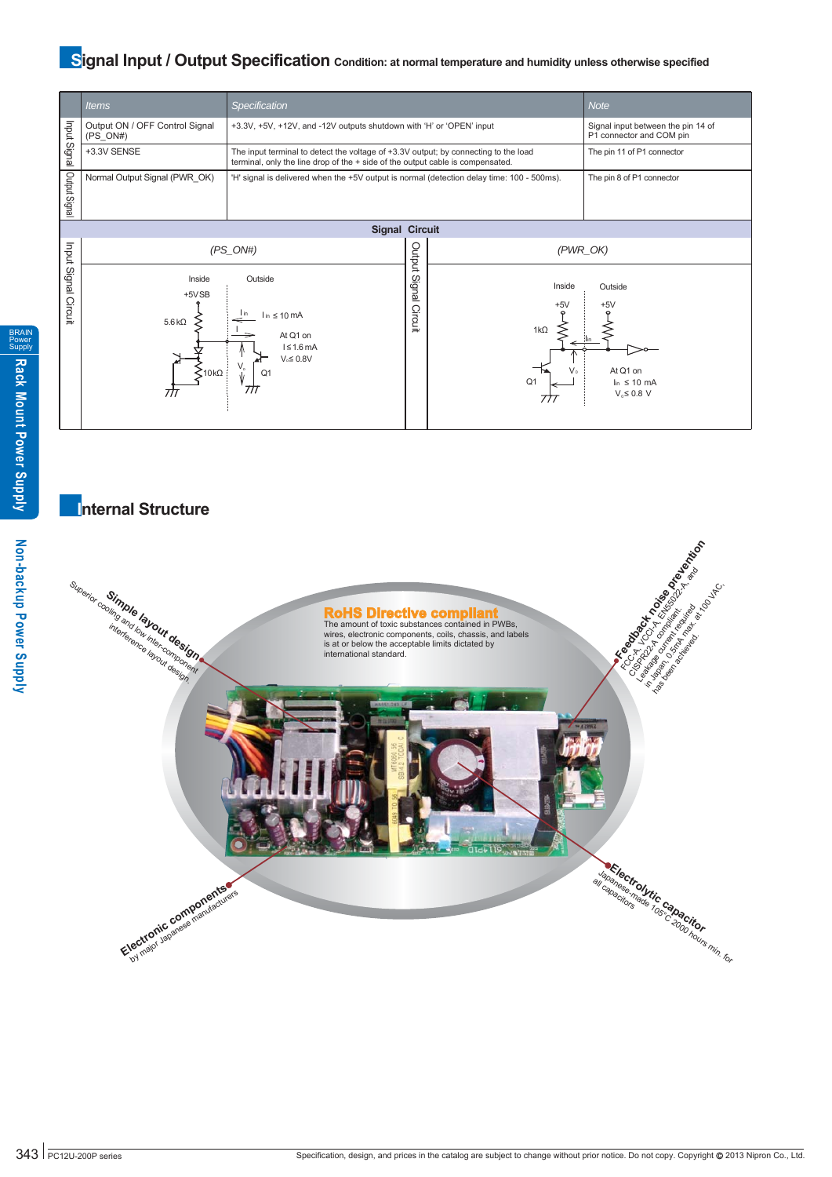## Signal Input / Output Specification

Condition: at normal temperature and humidity unless otherwise specified

| | Items | Specification | Note |
|---|---|---|---|
| Input Signal | Output ON / OFF Control Signal (PS_ON#) | +3.3V, +5V, +12V, and -12V outputs shutdown with 'H' or 'OPEN' input | Signal input between the pin 14 of P1 connector and COM pin |
| | +3.3V SENSE | The input terminal to detect the voltage of +3.3V output; by connecting to the load terminal, only the line drop of the + side of the output cable is compensated. | The pin 11 of P1 connector |
| Output Signal | Normal Output Signal (PWR_OK) | 'H' signal is delivered when the +5V output is normal (detection delay time: 100 - 500ms). | The pin 8 of P1 connector |

### Signal Circuit

**Input Signal Circuit (PS_ON#)**

Inside / Outside; +5VSB; 5.6kΩ; 10kΩ; $I_{in}$; $I_{in} \leq 10$ mA; I; At Q1 on: $I \leq 1.6$ mA, $V_o \leq 0.8$V; $V_o$; Q1

**Output Signal Circuit (PWR_OK)**

Inside / Outside; +5V; +5V; 1kΩ; $I_{in}$; Q1; $V_o$; At Q1 on: $I_{in} \leq 10$ mA, $V_o \leq 0.8$ V

## Internal Structure

**RoHS Directive compliant**
The amount of toxic substances contained in PWBs, wires, electronic components, coils, chassis, and labels is at or below the acceptable limits dictated by international standard.

**Simple layout design**
Superior cooling and low inter-component interference layout design.

**Feedback noise prevention**
FCC-A, VCCI-A, EN55022-A, and CISPR22-A compliant. Leakage current required in Japan, 0.5mA max. at 100 VAC, has been achieved.

**Electronic components**
by major Japanese manufacturers

**Electrolytic capacitor**
Japanese-made 105°C 2000 hours min. for all capacitors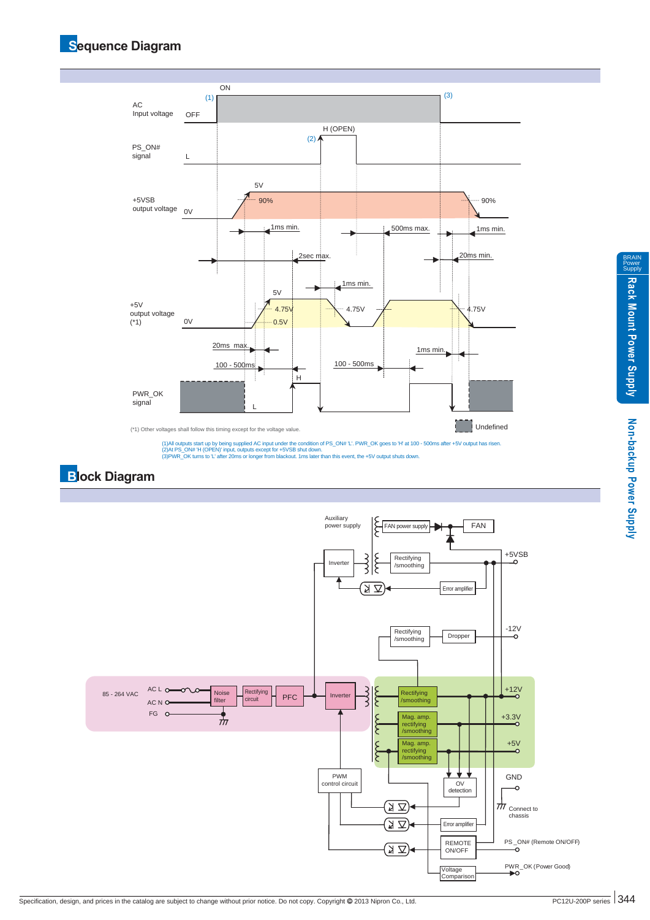## Sequence Diagram

AC Input voltage: OFF → ON (1) … (3)

PS_ON# signal: L → H (OPEN) (2)

+5VSB output voltage: 0V → 5V (90% … 90%)

Timing labels: 1ms min., 500ms max., 1ms min., 2sec max., 20ms min., 1ms min.

+5V output voltage (*1): 0V → 5V (4.75V, 0.5V, 4.75V, 4.75V)

Timing labels: 20ms max., 100 - 500ms, 100 - 500ms, 1ms min.

PWR_OK signal: L, H

Undefined

(*1) Other voltages shall follow this timing except for the voltage value.

(1)All outputs start up by being supplied AC input under the condition of PS_ON# 'L'. PWR_OK goes to 'H' at 100 - 500ms after +5V output has risen.
(2)At PS_ON# 'H (OPEN)' input, outputs except for +5VSB shut down.
(3)PWR_OK turns to 'L' after 20ms or longer from blackout. 1ms later than this event, the +5V output shuts down.

## Block Diagram

Blocks: 85 - 264 VAC (AC L, AC N, FG), Noise filter, Rectifying circuit, PFC, Inverter, PWM control circuit, Auxiliary power supply, FAN power supply, FAN, Inverter, Rectifying /smoothing, Error amplifier, Rectifying /smoothing, Dropper, Rectifying /smoothing, Mag. amp. rectifying /smoothing, Mag. amp. rectifying /smoothing, OV detection, Error amplifier, REMOTE ON/OFF, Voltage Comparison

Outputs: +5VSB, -12V, +12V, +3.3V, +5V, GND, Connect to chassis, PS_ON# (Remote ON/OFF), PWR_OK (Power Good)

Specification, design, and prices in the catalog are subject to change without prior notice. Do not copy. Copyright © 2013 Nipron Co., Ltd.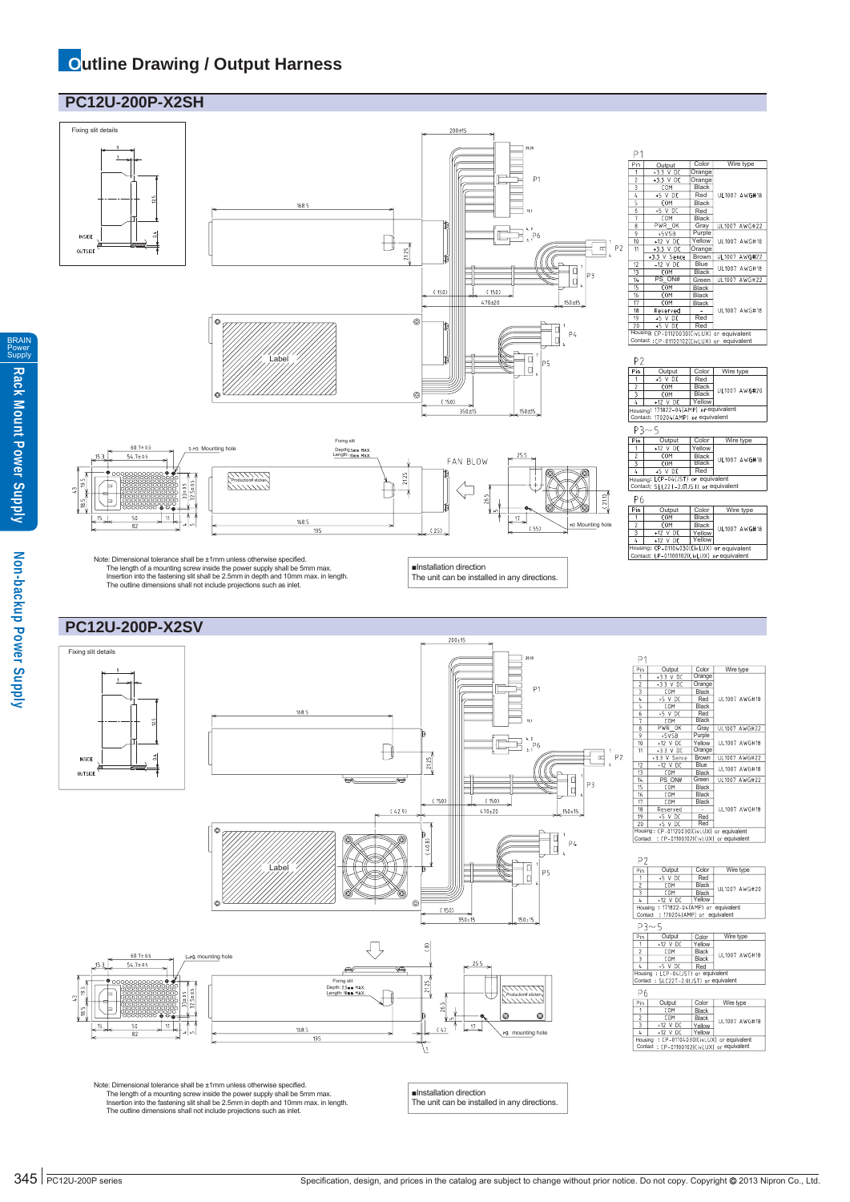# Outline Drawing / Output Harness

## PC12U-200P-X2SH

**P1**

| Pin | Output | Color | Wire type |
|---|---|---|---|
| 1 | +3.3 V DC | Orange | UL1007 AWG#18 |
| 2 | +3.3 V DC | Orange | |
| 3 | COM | Black | |
| 4 | +5 V DC | Red | |
| 5 | COM | Black | |
| 6 | +5 V DC | Red | |
| 7 | COM | Black | |
| 8 | PWR_OK | Gray | UL1007 AWG#22 |
| 9 | +5VSB | Purple | UL1007 AWG#18 |
| 10 | +12 V DC | Yellow | |
| 11 | +3.3 V DC | Orange | |
| | +3.3 V Sence | Brown | UL1007 AWG#22 |
| 12 | -12 V DC | Blue | UL1007 AWG#18 |
| 13 | COM | Black | |
| 14 | PS_ON# | Green | UL1007 AWG#22 |
| 15 | COM | Black | UL1007 AWG#18 |
| 16 | COM | Black | |
| 17 | COM | Black | |
| 18 | Reserved | – | |
| 19 | +5 V DC | Red | |
| 20 | +5 V DC | Red | |

Housing: CP-01120030(CviLUX) or equivalent
Contact: CP-01100102(CviLUX) or equivalent

**P2**

| Pin | Output | Color | Wire type |
|---|---|---|---|
| 1 | +5 V DC | Red | UL1007 AWG#20 |
| 2 | COM | Black | |
| 3 | COM | Black | |
| 4 | +12 V DC | Yellow | |

Housing: 171822-04(AMP) or equivalent
Contact: 170204(AMP) or equivalent

**P3~5**

| Pin | Output | Color | Wire type |
|---|---|---|---|
| 1 | +12 V DC | Yellow | UL1007 AWG#18 |
| 2 | COM | Black | |
| 3 | COM | Black | |
| 4 | +5 V DC | Red | |

Housing: LCP-04(JST) or equivalent
Contact: SLF22T-2.0(JST) or equivalent

**P6**

| Pin | Output | Color | Wire type |
|---|---|---|---|
| 1 | COM | Black | UL1007 AWG#18 |
| 2 | COM | Black | |
| 3 | +12 V DC | Yellow | |
| 4 | +12 V DC | Yellow | |

Housing: CP-01104030(CviLUX) or equivalent
Contact: LP-01100102(CviLUX) or equivalent

Note: Dimensional tolerance shall be ±1mm unless otherwise specified.
The length of a mounting screw inside the power supply shall be 5mm max.
Insertion into the fastening slit shall be 2.5mm in depth and 10mm max. in length.
The outline dimensions shall not include projections such as inlet.

■Installation direction
The unit can be installed in any directions.

## PC12U-200P-X2SV

**P1**

| Pin | Output | Color | Wire type |
|---|---|---|---|
| 1 | +3.3 V DC | Orange | UL1007 AWG#18 |
| 2 | +3.3 V DC | Orange | |
| 3 | COM | Black | |
| 4 | +5 V DC | Red | |
| 5 | COM | Black | |
| 6 | +5 V DC | Red | |
| 7 | COM | Black | |
| 8 | PWR_OK | Gray | UL1007 AWG#22 |
| 9 | +5VSB | Purple | UL1007 AWG#18 |
| 10 | +12 V DC | Yellow | |
| 11 | +3.3 V DC | Orange | |
| | +3.3 V Sence | Brown | UL1007 AWG#22 |
| 12 | -12 V DC | Blue | UL1007 AWG#18 |
| 13 | COM | Black | |
| 14 | PS_ON# | Green | UL1007 AWG#22 |
| 15 | COM | Black | UL1007 AWG#18 |
| 16 | COM | Black | |
| 17 | COM | Black | |
| 18 | Reserved | – | |
| 19 | +5 V DC | Red | |
| 20 | +5 V DC | Red | |

Housing: CP-01120030(CviLUX) or equivalent
Contact: CP-01100102(CviLUX) or equivalent

**P2**

| Pin | Output | Color | Wire type |
|---|---|---|---|
| 1 | +5 V DC | Red | UL1007 AWG#20 |
| 2 | COM | Black | |
| 3 | COM | Black | |
| 4 | +12 V DC | Yellow | |

Housing: 171822-04(AMP) or equivalent
Contact: 170204(AMP) or equivalent

**P3~5**

| Pin | Output | Color | Wire type |
|---|---|---|---|
| 1 | +12 V DC | Yellow | UL1007 AWG#18 |
| 2 | COM | Black | |
| 3 | COM | Black | |
| 4 | +5 V DC | Red | |

Housing: LCP-04(JST) or equivalent
Contact: SLF22T-2.0(JST) or equivalent

**P6**

| Pin | Output | Color | Wire type |
|---|---|---|---|
| 1 | COM | Black | UL1007 AWG#18 |
| 2 | COM | Black | |
| 3 | +12 V DC | Yellow | |
| 4 | +12 V DC | Yellow | |

Housing: CP-01104030(CviLUX) or equivalent
Contact: CP-01100102(CviLUX) or equivalent

Note: Dimensional tolerance shall be ±1mm unless otherwise specified.
The length of a mounting screw inside the power supply shall be 5mm max.
Insertion into the fastening slit shall be 2.5mm in depth and 10mm max. in length.
The outline dimensions shall not include projections such as inlet.

■Installation direction
The unit can be installed in any directions.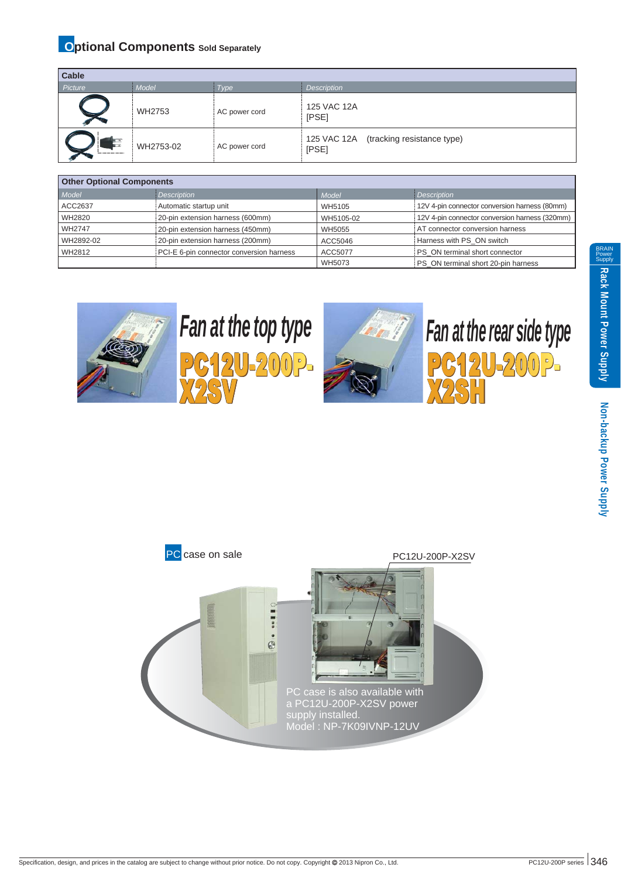## Optional Components Sold Separately

| Cable | | | |
|---|---|---|---|
| Picture | Model | Type | Description |
| | WH2753 | AC power cord | 125 VAC 12A [PSE] |
| | WH2753-02 | AC power cord | 125 VAC 12A (tracking resistance type) [PSE] |

| Other Optional Components | | | |
|---|---|---|---|
| Model | Description | Model | Description |
| ACC2637 | Automatic startup unit | WH5105 | 12V 4-pin connector conversion harness (80mm) |
| WH2820 | 20-pin extension harness (600mm) | WH5105-02 | 12V 4-pin connector conversion harness (320mm) |
| WH2747 | 20-pin extension harness (450mm) | WH5055 | AT connector conversion harness |
| WH2892-02 | 20-pin extension harness (200mm) | ACC5046 | Harness with PS_ON switch |
| WH2812 | PCI-E 6-pin connector conversion harness | ACC5077 | PS_ON terminal short connector |
| | | WH5073 | PS_ON terminal short 20-pin harness |

**Fan at the top type**
**PC12U-200P-X2SV**

**Fan at the rear side type**
**PC12U-200P-X2SH**

**PC case on sale**

PC12U-200P-X2SV

PC case is also available with a PC12U-200P-X2SV power supply installed.
Model : NP-7K09IVNP-12UV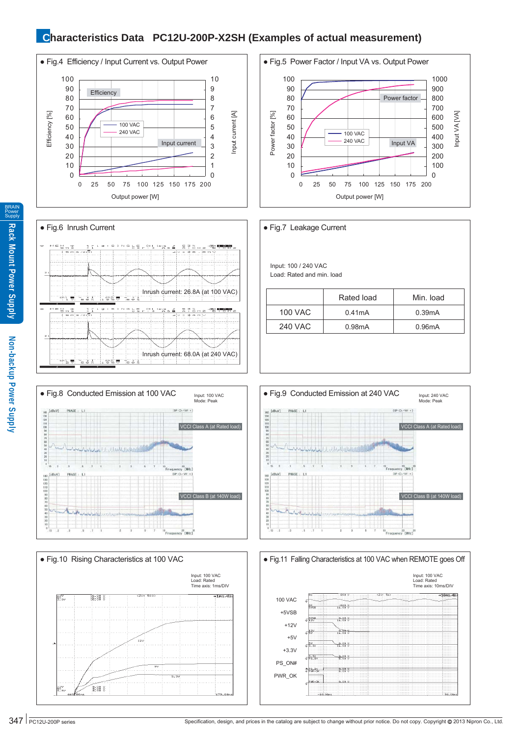# Characteristics Data PC12U-200P-X2SH (Examples of actual measurement)

● Fig.4 Efficiency / Input Current vs. Output Power

● Fig.5 Power Factor / Input VA vs. Output Power

● Fig.6 Inrush Current

Inrush current: 26.8A (at 100 VAC)

Inrush current: 68.0A (at 240 VAC)

● Fig.7 Leakage Current

Input: 100 / 240 VAC
Load: Rated and min. load

| | Rated load | Min. load |
|---|---|---|
| 100 VAC | 0.41mA | 0.39mA |
| 240 VAC | 0.98mA | 0.96mA |

● Fig.8 Conducted Emission at 100 VAC

Input: 100 VAC
Mode: Peak

VCCI Class A (at Rated load)

VCCI Class B (at 140W load)

● Fig.9 Conducted Emission at 240 VAC

Input: 240 VAC
Mode: Peak

VCCI Class A (at Rated load)

VCCI Class B (at 140W load)

● Fig.10 Rising Characteristics at 100 VAC

Input: 100 VAC
Load: Rated
Time axis: 1ms/DIV

● Fig.11 Falling Characteristics at 100 VAC when REMOTE goes Off

Input: 100 VAC
Load: Rated
Time axis: 10ms/DIV

100 VAC
+5VSB
+12V
+5V
+3.3V
PS_ON#
PWR_OK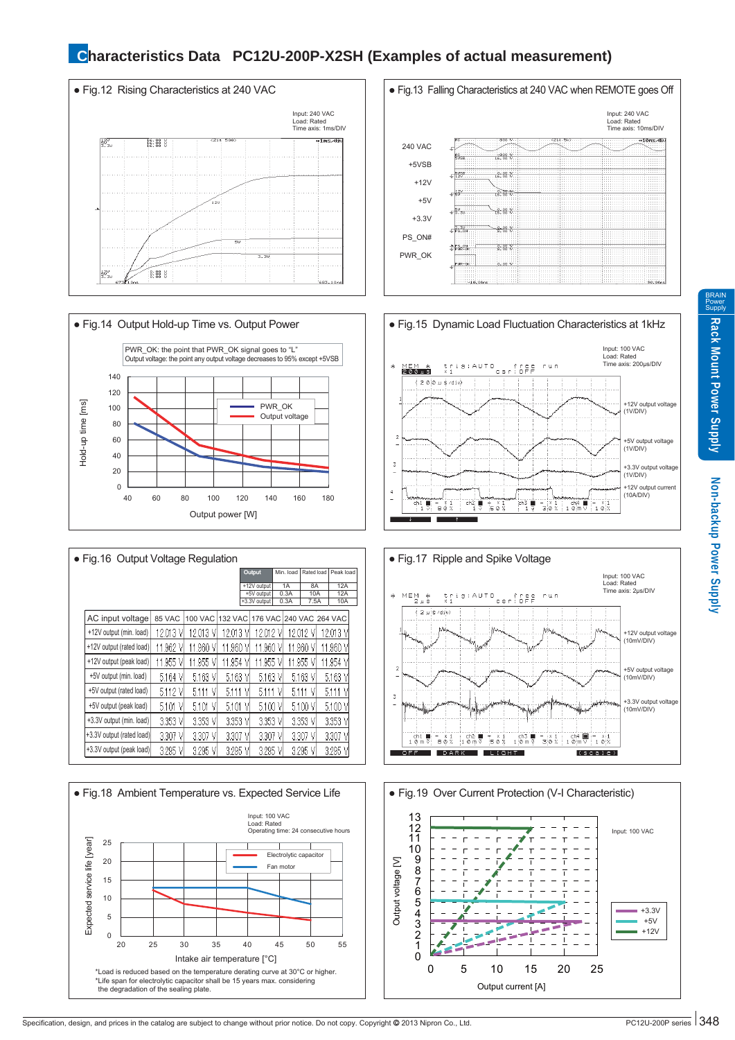# Characteristics Data PC12U-200P-X2SH (Examples of actual measurement)

● Fig.12 Rising Characteristics at 240 VAC

Input: 240 VAC
Load: Rated
Time axis: 1ms/DIV

● Fig.13 Falling Characteristics at 240 VAC when REMOTE goes Off

Input: 240 VAC
Load: Rated
Time axis: 10ms/DIV

240 VAC
+5VSB
+12V
+5V
+3.3V
PS_ON#
PWR_OK

● Fig.14 Output Hold-up Time vs. Output Power

PWR_OK: the point that PWR_OK signal goes to "L"
Output voltage: the point any output voltage decreases to 95% except +5VSB

Hold-up time [ms]
Output power [W]

PWR_OK
Output voltage

● Fig.15 Dynamic Load Fluctuation Characteristics at 1kHz

Input: 100 VAC
Load: Rated
Time axis: 200μs/DIV

+12V output voltage (1V/DIV)
+5V output voltage (1V/DIV)
+3.3V output voltage (1V/DIV)
+12V output current (10A/DIV)

● Fig.16 Output Voltage Regulation

| Output | Min. load | Rated load | Peak load |
|---|---|---|---|
| +12V output | 1A | 8A | 12A |
| +5V output | 0.3A | 10A | 12A |
| +3.3V output | 0.3A | 7.5A | 10A |

| AC input voltage | 85 VAC | 100 VAC | 132 VAC | 176 VAC | 240 VAC | 264 VAC |
|---|---|---|---|---|---|---|
| +12V output (min. load) | 12.013 V | 12.013 V | 12.013 V | 12.012 V | 12.012 V | 12.013 V |
| +12V output (rated load) | 11.962 V | 11.960 V | 11.960 V | 11.960 V | 11.960 V | 11.960 V |
| +12V output (peak load) | 11.955 V | 11.955 V | 11.954 V | 11.955 V | 11.955 V | 11.954 V |
| +5V output (min. load) | 5.164 V | 5.163 V | 5.163 V | 5.163 V | 5.163 V | 5.163 V |
| +5V output (rated load) | 5.112 V | 5.111 V | 5.111 V | 5.111 V | 5.111 V | 5.111 V |
| +5V output (peak load) | 5.101 V | 5.101 V | 5.101 V | 5.100 V | 5.100 V | 5.100 V |
| +3.3V output (min. load) | 3.353 V | 3.353 V | 3.353 V | 3.353 V | 3.353 V | 3.353 V |
| +3.3V output (rated load) | 3.307 V | 3.307 V | 3.307 V | 3.307 V | 3.307 V | 3.307 V |
| +3.3V output (peak load) | 3.295 V | 3.295 V | 3.295 V | 3.295 V | 3.295 V | 3.295 V |

● Fig.17 Ripple and Spike Voltage

Input: 100 VAC
Load: Rated
Time axis: 2μs/DIV

+12V output voltage (10mV/DIV)
+5V output voltage (10mV/DIV)
+3.3V output voltage (10mV/DIV)

● Fig.18 Ambient Temperature vs. Expected Service Life

Input: 100 VAC
Load: Rated
Operating time: 24 consecutive hours

Expected service life [year]
Intake air temperature [°C]

Electrolytic capacitor
Fan motor

*Load is reduced based on the temperature derating curve at 30°C or higher.
*Life span for electrolytic capacitor shall be 15 years max. considering the degradation of the sealing plate.

● Fig.19 Over Current Protection (V-I Characteristic)

Input: 100 VAC

Output voltage [V]
Output current [A]

+3.3V
+5V
+12V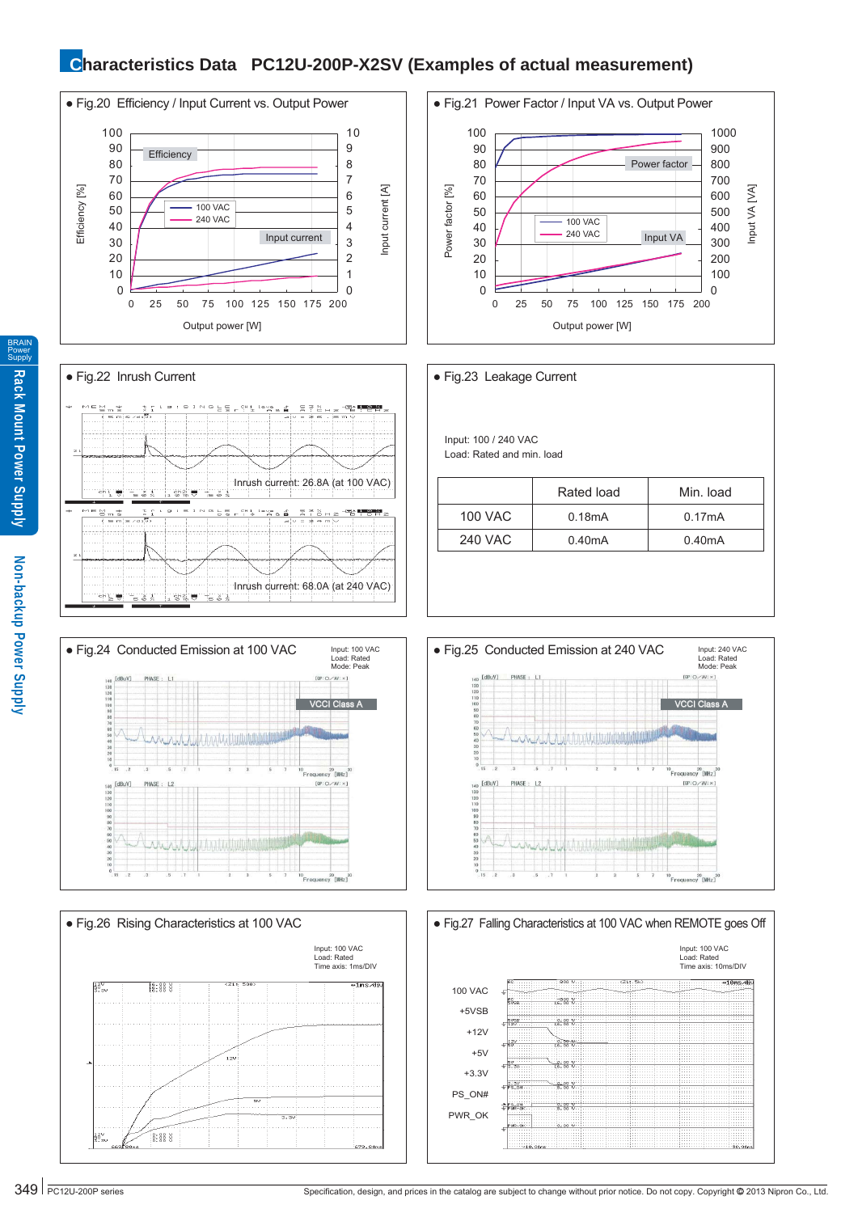# Characteristics Data PC12U-200P-X2SV (Examples of actual measurement)

● Fig.20 Efficiency / Input Current vs. Output Power

● Fig.21 Power Factor / Input VA vs. Output Power

● Fig.22 Inrush Current

Inrush current: 26.8A (at 100 VAC)

Inrush current: 68.0A (at 240 VAC)

● Fig.23 Leakage Current

Input: 100 / 240 VAC
Load: Rated and min. load

| | Rated load | Min. load |
|---|---|---|
| 100 VAC | 0.18mA | 0.17mA |
| 240 VAC | 0.40mA | 0.40mA |

● Fig.24 Conducted Emission at 100 VAC

Input: 100 VAC
Load: Rated
Mode: Peak

● Fig.25 Conducted Emission at 240 VAC

Input: 240 VAC
Load: Rated
Mode: Peak

● Fig.26 Rising Characteristics at 100 VAC

Input: 100 VAC
Load: Rated
Time axis: 1ms/DIV

● Fig.27 Falling Characteristics at 100 VAC when REMOTE goes Off

Input: 100 VAC
Load: Rated
Time axis: 10ms/DIV

Specification, design, and prices in the catalog are subject to change without prior notice. Do not copy. Copyright © 2013 Nipron Co., Ltd.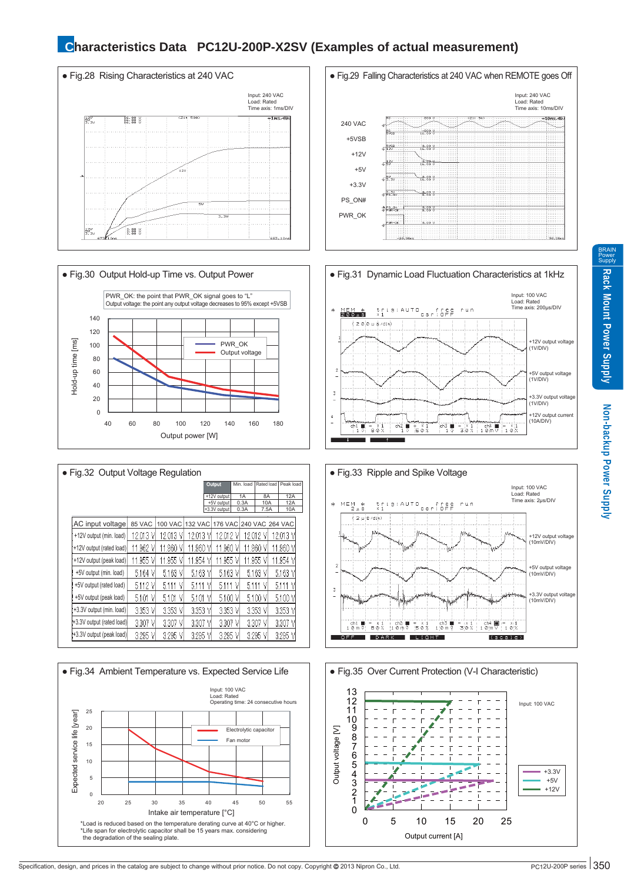# Characteristics Data PC12U-200P-X2SV (Examples of actual measurement)

● Fig.28 Rising Characteristics at 240 VAC

Input: 240 VAC
Load: Rated
Time axis: 1ms/DIV

● Fig.29 Falling Characteristics at 240 VAC when REMOTE goes Off

Input: 240 VAC
Load: Rated
Time axis: 10ms/DIV

240 VAC
+5VSB
+12V
+5V
+3.3V
PS_ON#
PWR_OK

● Fig.30 Output Hold-up Time vs. Output Power

PWR_OK: the point that PWR_OK signal goes to "L"
Output voltage: the point any output voltage decreases to 95% except +5VSB

Hold-up time [ms]
140
120
100
80
60
40
20
0
40 60 80 100 120 140 160 180
Output power [W]

PWR_OK
Output voltage

● Fig.31 Dynamic Load Fluctuation Characteristics at 1kHz

Input: 100 VAC
Load: Rated
Time axis: 200μs/DIV

+12V output voltage (1V/DIV)
+5V output voltage (1V/DIV)
+3.3V output voltage (1V/DIV)
+12V output current (10A/DIV)

● Fig.32 Output Voltage Regulation

| Output | Min. load | Rated load | Peak load |
|---|---|---|---|
| +12V output | 1A | 8A | 12A |
| +5V output | 0.3A | 10A | 12A |
| +3.3V output | 0.3A | 7.5A | 10A |

| AC input voltage | 85 VAC | 100 VAC | 132 VAC | 176 VAC | 240 VAC | 264 VAC |
|---|---|---|---|---|---|---|
| +12V output (min. load) | 12.013 V | 12.013 V | 12.013 V | 12.012 V | 12.012 V | 12.013 V |
| +12V output (rated load) | 11.962 V | 11.960 V | 11.960 V | 11.960 V | 11.960 V | 11.960 V |
| +12V output (peak load) | 11.955 V | 11.955 V | 11.954 V | 11.955 V | 11.955 V | 11.954 V |
| +5V output (min. load) | 5.164 V | 5.163 V | 5.163 V | 5.163 V | 5.163 V | 5.163 V |
| +5V output (rated load) | 5.112 V | 5.111 V | 5.111 V | 5.111 V | 5.111 V | 5.111 V |
| +5V output (peak load) | 5.101 V | 5.101 V | 5.101 V | 5.100 V | 5.100 V | 5.100 V |
| +3.3V output (min. load) | 3.353 V | 3.353 V | 3.353 V | 3.353 V | 3.353 V | 3.353 V |
| +3.3V output (rated load) | 3.307 V | 3.307 V | 3.307 V | 3.307 V | 3.307 V | 3.307 V |
| +3.3V output (peak load) | 3.295 V | 3.295 V | 3.295 V | 3.295 V | 3.295 V | 3.295 V |

● Fig.33 Ripple and Spike Voltage

Input: 100 VAC
Load: Rated
Time axis: 2μs/DIV

+12V output voltage (10mV/DIV)
+5V output voltage (10mV/DIV)
+3.3V output voltage (10mV/DIV)

● Fig.34 Ambient Temperature vs. Expected Service Life

Input: 100 VAC
Load: Rated
Operating time: 24 consecutive hours

Expected service life [year]
25
20
15
10
5
0
20 25 30 35 40 45 50 55
Intake air temperature [°C]

Electrolytic capacitor
Fan motor

*Load is reduced based on the temperature derating curve at 40°C or higher.
*Life span for electrolytic capacitor shall be 15 years max. considering the degradation of the sealing plate.

● Fig.35 Over Current Protection (V-I Characteristic)

Input: 100 VAC

Output voltage [V]
13
12
11
10
9
8
7
6
5
4
3
2
1
0
0 5 10 15 20 25
Output current [A]

+3.3V
+5V
+12V

Specification, design, and prices in the catalog are subject to change without prior notice. Do not copy. Copyright © 2013 Nipron Co., Ltd.